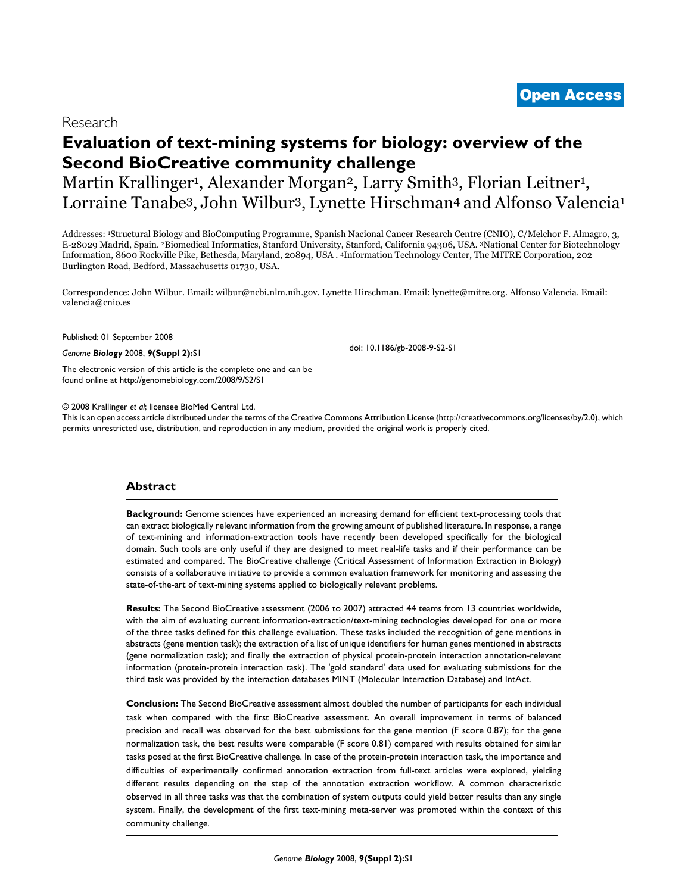**Open Access**

Research

# Evaluation of text-mining systems for biology: overview of the Second BioCreative community challenge

Martin Krallinger[1], Alexander Morgan[2], Larry Smith[3], Florian Leitner[1], Lorraine Tanabe[3], John Wilbur[3], Lynette Hirschman[4] and Alfonso Valencia[1]

Addresses: [1]Structural Biology and BioComputing Programme, Spanish Nacional Cancer Research Centre (CNIO), C/Melchor F. Almagro, 3, E-28029 Madrid, Spain. [2]Biomedical Informatics, Stanford University, Stanford, California 94306, USA. [3]National Center for Biotechnology Information, 8600 Rockville Pike, Bethesda, Maryland, 20894, USA . [4]Information Technology Center, The MITRE Corporation, 202 Burlington Road, Bedford, Massachusetts 01730, USA.

Correspondence: John Wilbur. Email: wilbur@ncbi.nlm.nih.gov. Lynette Hirschman. Email: lynette@mitre.org. Alfonso Valencia. Email: valencia@cnio.es

Published: 01 September 2008

*Genome **Biology*** 2008, **9(Suppl 2):**S1

doi: 10.1186/gb-2008-9-S2-S1

The electronic version of this article is the complete one and can be found online at http://genomebiology.com/2008/9/S2/S1

© 2008 Krallinger *et al*; licensee BioMed Central Ltd.

This is an open access article distributed under the terms of the Creative Commons Attribution License (http://creativecommons.org/licenses/by/2.0), which permits unrestricted use, distribution, and reproduction in any medium, provided the original work is properly cited.

## Abstract

**Background:** Genome sciences have experienced an increasing demand for efficient text-processing tools that can extract biologically relevant information from the growing amount of published literature. In response, a range of text-mining and information-extraction tools have recently been developed specifically for the biological domain. Such tools are only useful if they are designed to meet real-life tasks and if their performance can be estimated and compared. The BioCreative challenge (Critical Assessment of Information Extraction in Biology) consists of a collaborative initiative to provide a common evaluation framework for monitoring and assessing the state-of-the-art of text-mining systems applied to biologically relevant problems.

**Results:** The Second BioCreative assessment (2006 to 2007) attracted 44 teams from 13 countries worldwide, with the aim of evaluating current information-extraction/text-mining technologies developed for one or more of the three tasks defined for this challenge evaluation. These tasks included the recognition of gene mentions in abstracts (gene mention task); the extraction of a list of unique identifiers for human genes mentioned in abstracts (gene normalization task); and finally the extraction of physical protein-protein interaction annotation-relevant information (protein-protein interaction task). The 'gold standard' data used for evaluating submissions for the third task was provided by the interaction databases MINT (Molecular Interaction Database) and IntAct.

**Conclusion:** The Second BioCreative assessment almost doubled the number of participants for each individual task when compared with the first BioCreative assessment. An overall improvement in terms of balanced precision and recall was observed for the best submissions for the gene mention (F score 0.87); for the gene normalization task, the best results were comparable (F score 0.81) compared with results obtained for similar tasks posed at the first BioCreative challenge. In case of the protein-protein interaction task, the importance and difficulties of experimentally confirmed annotation extraction from full-text articles were explored, yielding different results depending on the step of the annotation extraction workflow. A common characteristic observed in all three tasks was that the combination of system outputs could yield better results than any single system. Finally, the development of the first text-mining meta-server was promoted within the context of this community challenge.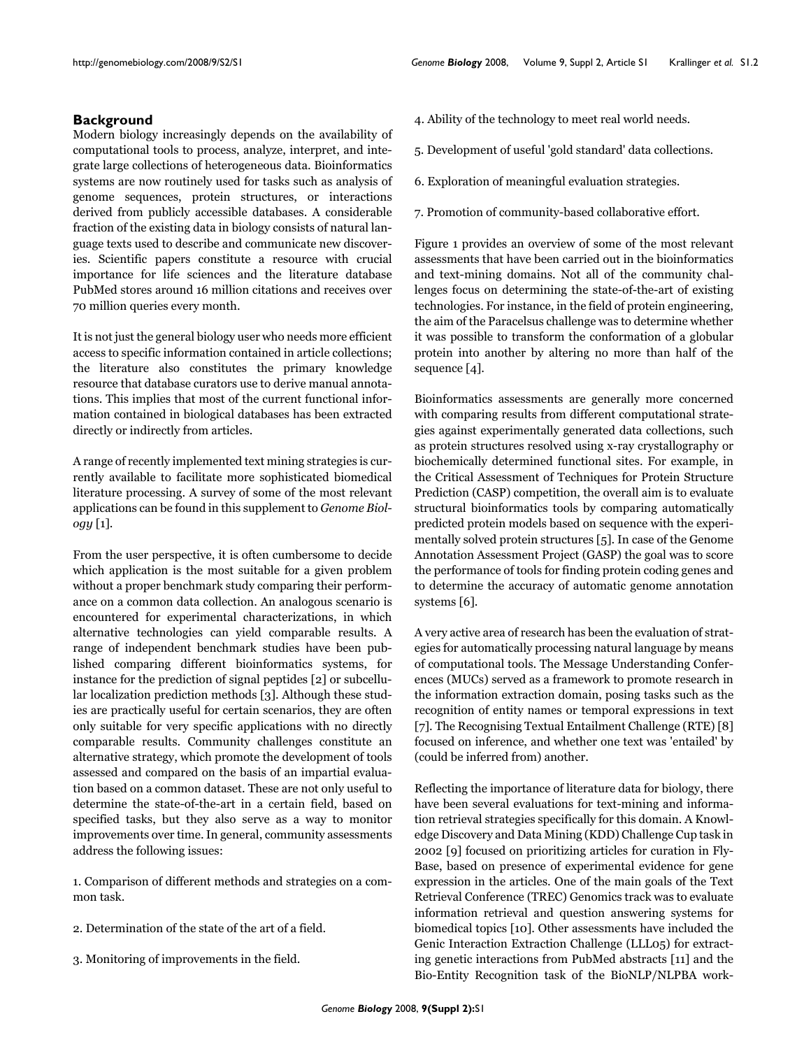## Background

Modern biology increasingly depends on the availability of computational tools to process, analyze, interpret, and integrate large collections of heterogeneous data. Bioinformatics systems are now routinely used for tasks such as analysis of genome sequences, protein structures, or interactions derived from publicly accessible databases. A considerable fraction of the existing data in biology consists of natural language texts used to describe and communicate new discoveries. Scientific papers constitute a resource with crucial importance for life sciences and the literature database PubMed stores around 16 million citations and receives over 70 million queries every month.

It is not just the general biology user who needs more efficient access to specific information contained in article collections; the literature also constitutes the primary knowledge resource that database curators use to derive manual annotations. This implies that most of the current functional information contained in biological databases has been extracted directly or indirectly from articles.

A range of recently implemented text mining strategies is currently available to facilitate more sophisticated biomedical literature processing. A survey of some of the most relevant applications can be found in this supplement to *Genome Biology* [1].

From the user perspective, it is often cumbersome to decide which application is the most suitable for a given problem without a proper benchmark study comparing their performance on a common data collection. An analogous scenario is encountered for experimental characterizations, in which alternative technologies can yield comparable results. A range of independent benchmark studies have been published comparing different bioinformatics systems, for instance for the prediction of signal peptides [2] or subcellular localization prediction methods [3]. Although these studies are practically useful for certain scenarios, they are often only suitable for very specific applications with no directly comparable results. Community challenges constitute an alternative strategy, which promote the development of tools assessed and compared on the basis of an impartial evaluation based on a common dataset. These are not only useful to determine the state-of-the-art in a certain field, based on specified tasks, but they also serve as a way to monitor improvements over time. In general, community assessments address the following issues:

1. Comparison of different methods and strategies on a common task.

2. Determination of the state of the art of a field.

3. Monitoring of improvements in the field.

4. Ability of the technology to meet real world needs.

5. Development of useful 'gold standard' data collections.

6. Exploration of meaningful evaluation strategies.

7. Promotion of community-based collaborative effort.

Figure 1 provides an overview of some of the most relevant assessments that have been carried out in the bioinformatics and text-mining domains. Not all of the community challenges focus on determining the state-of-the-art of existing technologies. For instance, in the field of protein engineering, the aim of the Paracelsus challenge was to determine whether it was possible to transform the conformation of a globular protein into another by altering no more than half of the sequence [4].

Bioinformatics assessments are generally more concerned with comparing results from different computational strategies against experimentally generated data collections, such as protein structures resolved using x-ray crystallography or biochemically determined functional sites. For example, in the Critical Assessment of Techniques for Protein Structure Prediction (CASP) competition, the overall aim is to evaluate structural bioinformatics tools by comparing automatically predicted protein models based on sequence with the experimentally solved protein structures [5]. In case of the Genome Annotation Assessment Project (GASP) the goal was to score the performance of tools for finding protein coding genes and to determine the accuracy of automatic genome annotation systems [6].

A very active area of research has been the evaluation of strategies for automatically processing natural language by means of computational tools. The Message Understanding Conferences (MUCs) served as a framework to promote research in the information extraction domain, posing tasks such as the recognition of entity names or temporal expressions in text [7]. The Recognising Textual Entailment Challenge (RTE) [8] focused on inference, and whether one text was 'entailed' by (could be inferred from) another.

Reflecting the importance of literature data for biology, there have been several evaluations for text-mining and information retrieval strategies specifically for this domain. A Knowledge Discovery and Data Mining (KDD) Challenge Cup task in 2002 [9] focused on prioritizing articles for curation in FlyBase, based on presence of experimental evidence for gene expression in the articles. One of the main goals of the Text Retrieval Conference (TREC) Genomics track was to evaluate information retrieval and question answering systems for biomedical topics [10]. Other assessments have included the Genic Interaction Extraction Challenge (LLL05) for extracting genetic interactions from PubMed abstracts [11] and the Bio-Entity Recognition task of the BioNLP/NLPBA work-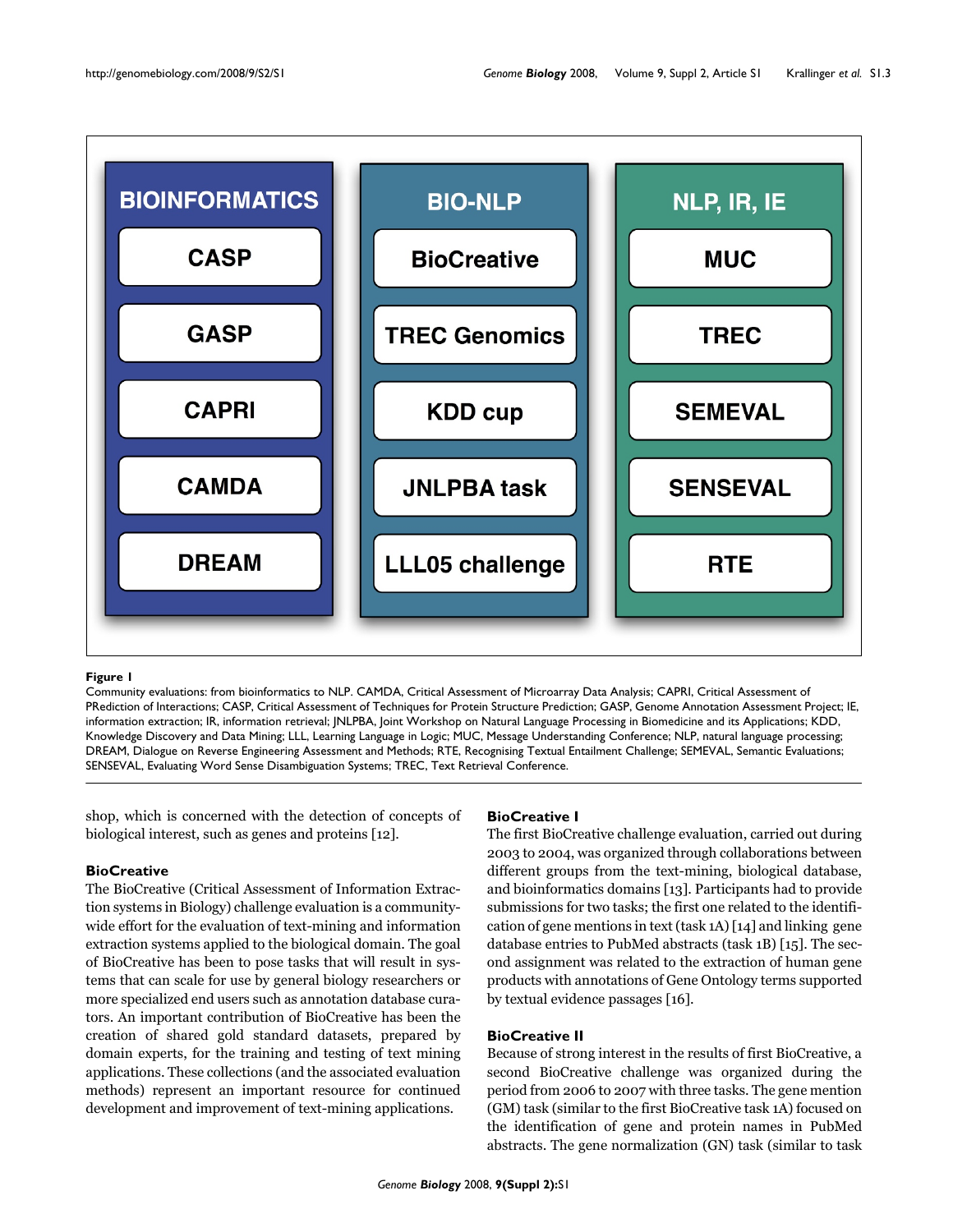**Figure 1**

Community evaluations: from bioinformatics to NLP. CAMDA, Critical Assessment of Microarray Data Analysis; CAPRI, Critical Assessment of PRediction of Interactions; CASP, Critical Assessment of Techniques for Protein Structure Prediction; GASP, Genome Annotation Assessment Project; IE, information extraction; IR, information retrieval; JNLPBA, Joint Workshop on Natural Language Processing in Biomedicine and its Applications; KDD, Knowledge Discovery and Data Mining; LLL, Learning Language in Logic; MUC, Message Understanding Conference; NLP, natural language processing; DREAM, Dialogue on Reverse Engineering Assessment and Methods; RTE, Recognising Textual Entailment Challenge; SEMEVAL, Semantic Evaluations; SENSEVAL, Evaluating Word Sense Disambiguation Systems; TREC, Text Retrieval Conference.

shop, which is concerned with the detection of concepts of biological interest, such as genes and proteins [12].

### BioCreative

The BioCreative (Critical Assessment of Information Extraction systems in Biology) challenge evaluation is a community-wide effort for the evaluation of text-mining and information extraction systems applied to the biological domain. The goal of BioCreative has been to pose tasks that will result in systems that can scale for use by general biology researchers or more specialized end users such as annotation database curators. An important contribution of BioCreative has been the creation of shared gold standard datasets, prepared by domain experts, for the training and testing of text mining applications. These collections (and the associated evaluation methods) represent an important resource for continued development and improvement of text-mining applications.

### BioCreative I

The first BioCreative challenge evaluation, carried out during 2003 to 2004, was organized through collaborations between different groups from the text-mining, biological database, and bioinformatics domains [13]. Participants had to provide submissions for two tasks; the first one related to the identification of gene mentions in text (task 1A) [14] and linking gene database entries to PubMed abstracts (task 1B) [15]. The second assignment was related to the extraction of human gene products with annotations of Gene Ontology terms supported by textual evidence passages [16].

### BioCreative II

Because of strong interest in the results of first BioCreative, a second BioCreative challenge was organized during the period from 2006 to 2007 with three tasks. The gene mention (GM) task (similar to the first BioCreative task 1A) focused on the identification of gene and protein names in PubMed abstracts. The gene normalization (GN) task (similar to task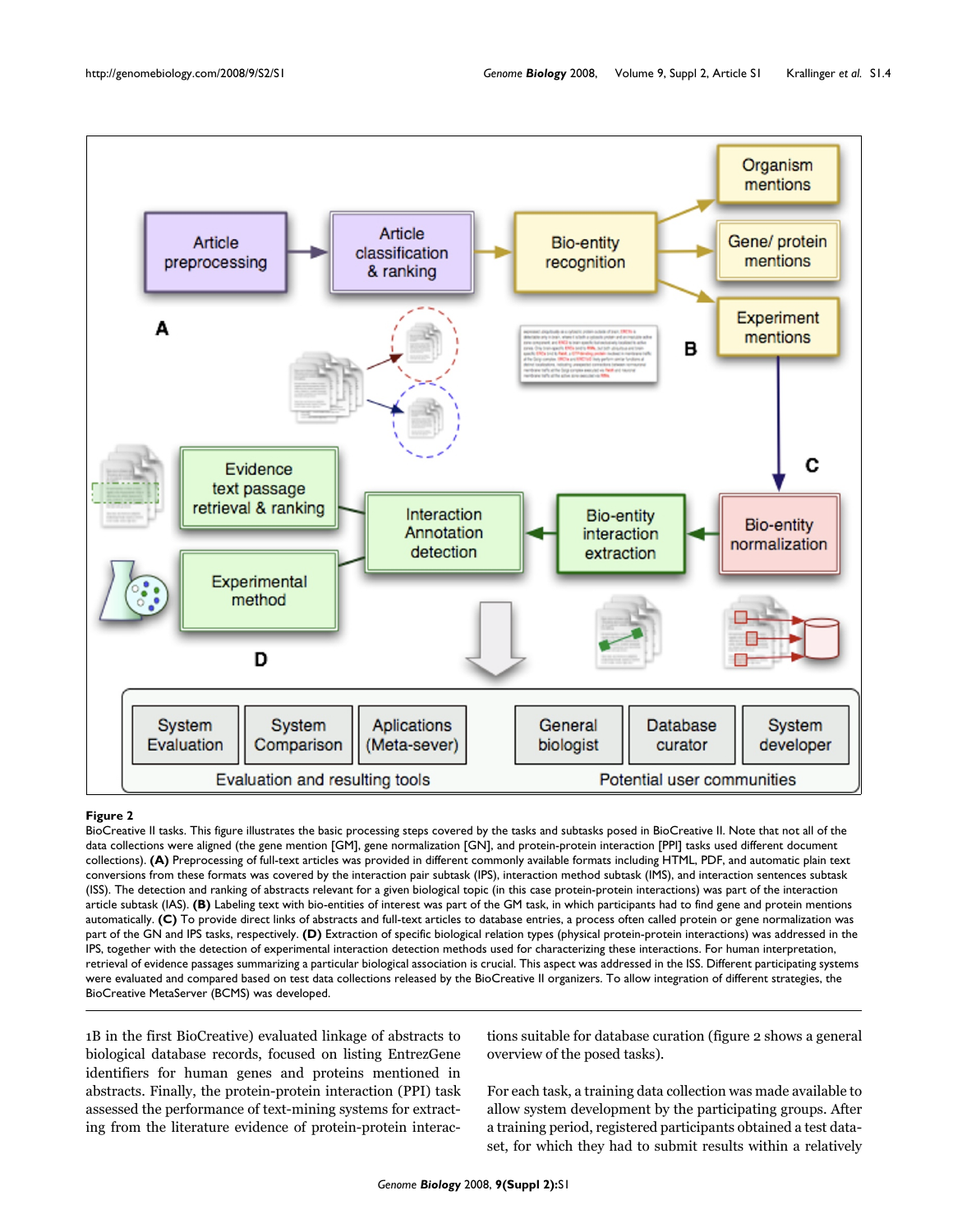**Figure 2**

BioCreative II tasks. This figure illustrates the basic processing steps covered by the tasks and subtasks posed in BioCreative II. Note that not all of the data collections were aligned (the gene mention [GM], gene normalization [GN], and protein-protein interaction [PPI] tasks used different document collections). **(A)** Preprocessing of full-text articles was provided in different commonly available formats including HTML, PDF, and automatic plain text conversions from these formats was covered by the interaction pair subtask (IPS), interaction method subtask (IMS), and interaction sentences subtask (ISS). The detection and ranking of abstracts relevant for a given biological topic (in this case protein-protein interactions) was part of the interaction article subtask (IAS). **(B)** Labeling text with bio-entities of interest was part of the GM task, in which participants had to find gene and protein mentions automatically. **(C)** To provide direct links of abstracts and full-text articles to database entries, a process often called protein or gene normalization was part of the GN and IPS tasks, respectively. **(D)** Extraction of specific biological relation types (physical protein-protein interactions) was addressed in the IPS, together with the detection of experimental interaction detection methods used for characterizing these interactions. For human interpretation, retrieval of evidence passages summarizing a particular biological association is crucial. This aspect was addressed in the ISS. Different participating systems were evaluated and compared based on test data collections released by the BioCreative II organizers. To allow integration of different strategies, the BioCreative MetaServer (BCMS) was developed.

1B in the first BioCreative) evaluated linkage of abstracts to biological database records, focused on listing EntrezGene identifiers for human genes and proteins mentioned in abstracts. Finally, the protein-protein interaction (PPI) task assessed the performance of text-mining systems for extracting from the literature evidence of protein-protein interactions suitable for database curation (figure 2 shows a general overview of the posed tasks).

For each task, a training data collection was made available to allow system development by the participating groups. After a training period, registered participants obtained a test dataset, for which they had to submit results within a relatively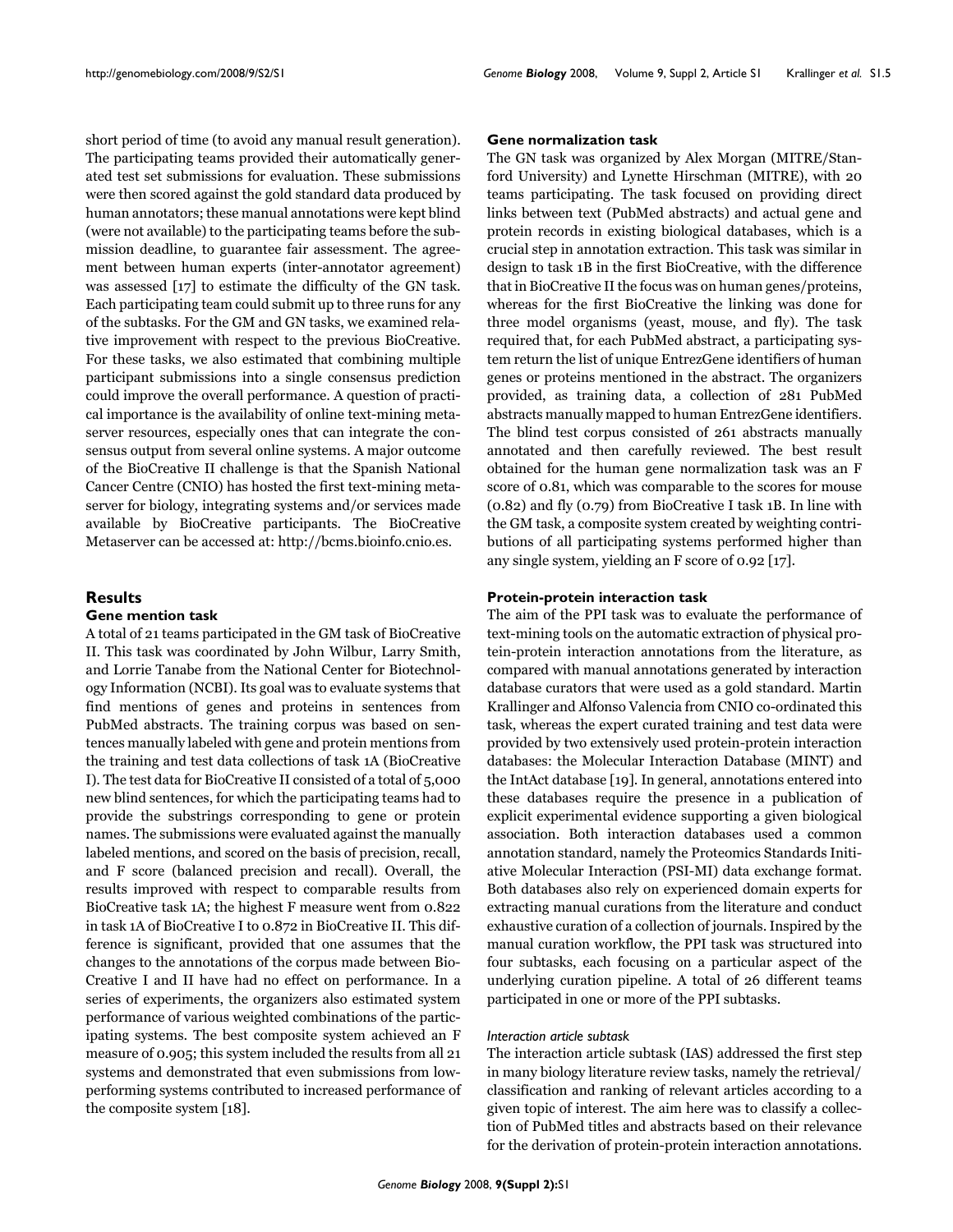short period of time (to avoid any manual result generation). The participating teams provided their automatically generated test set submissions for evaluation. These submissions were then scored against the gold standard data produced by human annotators; these manual annotations were kept blind (were not available) to the participating teams before the submission deadline, to guarantee fair assessment. The agreement between human experts (inter-annotator agreement) was assessed [17] to estimate the difficulty of the GN task. Each participating team could submit up to three runs for any of the subtasks. For the GM and GN tasks, we examined relative improvement with respect to the previous BioCreative. For these tasks, we also estimated that combining multiple participant submissions into a single consensus prediction could improve the overall performance. A question of practical importance is the availability of online text-mining metaserver resources, especially ones that can integrate the consensus output from several online systems. A major outcome of the BioCreative II challenge is that the Spanish National Cancer Centre (CNIO) has hosted the first text-mining metaserver for biology, integrating systems and/or services made available by BioCreative participants. The BioCreative Metaserver can be accessed at: http://bcms.bioinfo.cnio.es.

## Results

### Gene mention task

A total of 21 teams participated in the GM task of BioCreative II. This task was coordinated by John Wilbur, Larry Smith, and Lorrie Tanabe from the National Center for Biotechnology Information (NCBI). Its goal was to evaluate systems that find mentions of genes and proteins in sentences from PubMed abstracts. The training corpus was based on sentences manually labeled with gene and protein mentions from the training and test data collections of task 1A (BioCreative I). The test data for BioCreative II consisted of a total of 5,000 new blind sentences, for which the participating teams had to provide the substrings corresponding to gene or protein names. The submissions were evaluated against the manually labeled mentions, and scored on the basis of precision, recall, and F score (balanced precision and recall). Overall, the results improved with respect to comparable results from BioCreative task 1A; the highest F measure went from 0.822 in task 1A of BioCreative I to 0.872 in BioCreative II. This difference is significant, provided that one assumes that the changes to the annotations of the corpus made between BioCreative I and II have had no effect on performance. In a series of experiments, the organizers also estimated system performance of various weighted combinations of the participating systems. The best composite system achieved an F measure of 0.905; this system included the results from all 21 systems and demonstrated that even submissions from low-performing systems contributed to increased performance of the composite system [18].

### Gene normalization task

The GN task was organized by Alex Morgan (MITRE/Stanford University) and Lynette Hirschman (MITRE), with 20 teams participating. The task focused on providing direct links between text (PubMed abstracts) and actual gene and protein records in existing biological databases, which is a crucial step in annotation extraction. This task was similar in design to task 1B in the first BioCreative, with the difference that in BioCreative II the focus was on human genes/proteins, whereas for the first BioCreative the linking was done for three model organisms (yeast, mouse, and fly). The task required that, for each PubMed abstract, a participating system return the list of unique EntrezGene identifiers of human genes or proteins mentioned in the abstract. The organizers provided, as training data, a collection of 281 PubMed abstracts manually mapped to human EntrezGene identifiers. The blind test corpus consisted of 261 abstracts manually annotated and then carefully reviewed. The best result obtained for the human gene normalization task was an F score of 0.81, which was comparable to the scores for mouse (0.82) and fly (0.79) from BioCreative I task 1B. In line with the GM task, a composite system created by weighting contributions of all participating systems performed higher than any single system, yielding an F score of 0.92 [17].

### Protein-protein interaction task

The aim of the PPI task was to evaluate the performance of text-mining tools on the automatic extraction of physical protein-protein interaction annotations from the literature, as compared with manual annotations generated by interaction database curators that were used as a gold standard. Martin Krallinger and Alfonso Valencia from CNIO co-ordinated this task, whereas the expert curated training and test data were provided by two extensively used protein-protein interaction databases: the Molecular Interaction Database (MINT) and the IntAct database [19]. In general, annotations entered into these databases require the presence in a publication of explicit experimental evidence supporting a given biological association. Both interaction databases used a common annotation standard, namely the Proteomics Standards Initiative Molecular Interaction (PSI-MI) data exchange format. Both databases also rely on experienced domain experts for extracting manual curations from the literature and conduct exhaustive curation of a collection of journals. Inspired by the manual curation workflow, the PPI task was structured into four subtasks, each focusing on a particular aspect of the underlying curation pipeline. A total of 26 different teams participated in one or more of the PPI subtasks.

#### *Interaction article subtask*

The interaction article subtask (IAS) addressed the first step in many biology literature review tasks, namely the retrieval/classification and ranking of relevant articles according to a given topic of interest. The aim here was to classify a collection of PubMed titles and abstracts based on their relevance for the derivation of protein-protein interaction annotations.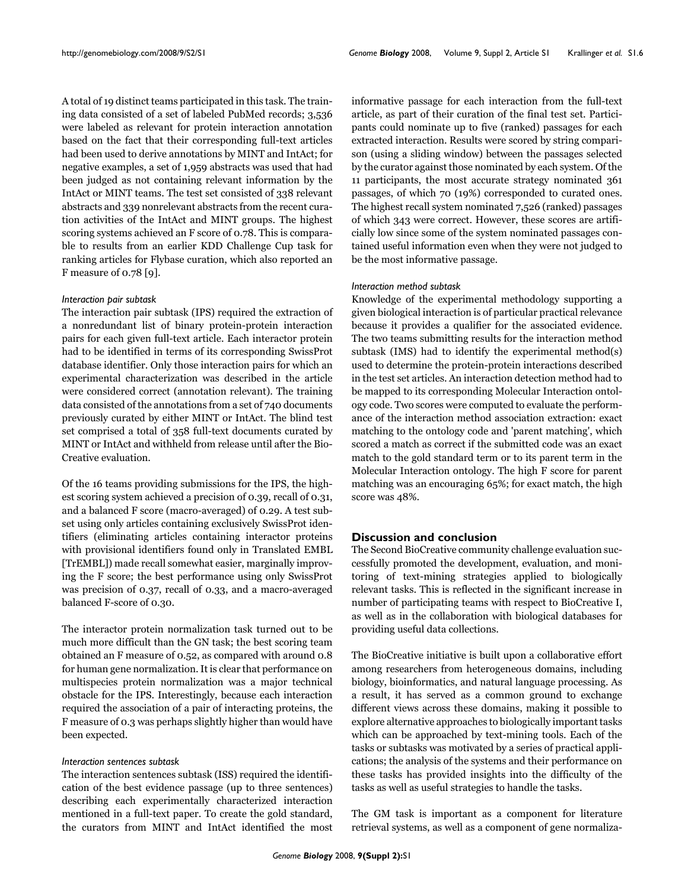A total of 19 distinct teams participated in this task. The training data consisted of a set of labeled PubMed records; 3,536 were labeled as relevant for protein interaction annotation based on the fact that their corresponding full-text articles had been used to derive annotations by MINT and IntAct; for negative examples, a set of 1,959 abstracts was used that had been judged as not containing relevant information by the IntAct or MINT teams. The test set consisted of 338 relevant abstracts and 339 nonrelevant abstracts from the recent curation activities of the IntAct and MINT groups. The highest scoring systems achieved an F score of 0.78. This is comparable to results from an earlier KDD Challenge Cup task for ranking articles for Flybase curation, which also reported an F measure of 0.78 [9].

#### *Interaction pair subtask*

The interaction pair subtask (IPS) required the extraction of a nonredundant list of binary protein-protein interaction pairs for each given full-text article. Each interactor protein had to be identified in terms of its corresponding SwissProt database identifier. Only those interaction pairs for which an experimental characterization was described in the article were considered correct (annotation relevant). The training data consisted of the annotations from a set of 740 documents previously curated by either MINT or IntAct. The blind test set comprised a total of 358 full-text documents curated by MINT or IntAct and withheld from release until after the BioCreative evaluation.

Of the 16 teams providing submissions for the IPS, the highest scoring system achieved a precision of 0.39, recall of 0.31, and a balanced F score (macro-averaged) of 0.29. A test subset using only articles containing exclusively SwissProt identifiers (eliminating articles containing interactor proteins with provisional identifiers found only in Translated EMBL [TrEMBL]) made recall somewhat easier, marginally improving the F score; the best performance using only SwissProt was precision of 0.37, recall of 0.33, and a macro-averaged balanced F-score of 0.30.

The interactor protein normalization task turned out to be much more difficult than the GN task; the best scoring team obtained an F measure of 0.52, as compared with around 0.8 for human gene normalization. It is clear that performance on multispecies protein normalization was a major technical obstacle for the IPS. Interestingly, because each interaction required the association of a pair of interacting proteins, the F measure of 0.3 was perhaps slightly higher than would have been expected.

#### *Interaction sentences subtask*

The interaction sentences subtask (ISS) required the identification of the best evidence passage (up to three sentences) describing each experimentally characterized interaction mentioned in a full-text paper. To create the gold standard, the curators from MINT and IntAct identified the most informative passage for each interaction from the full-text article, as part of their curation of the final test set. Participants could nominate up to five (ranked) passages for each extracted interaction. Results were scored by string comparison (using a sliding window) between the passages selected by the curator against those nominated by each system. Of the 11 participants, the most accurate strategy nominated 361 passages, of which 70 (19%) corresponded to curated ones. The highest recall system nominated 7,526 (ranked) passages of which 343 were correct. However, these scores are artificially low since some of the system nominated passages contained useful information even when they were not judged to be the most informative passage.

#### *Interaction method subtask*

Knowledge of the experimental methodology supporting a given biological interaction is of particular practical relevance because it provides a qualifier for the associated evidence. The two teams submitting results for the interaction method subtask (IMS) had to identify the experimental method(s) used to determine the protein-protein interactions described in the test set articles. An interaction detection method had to be mapped to its corresponding Molecular Interaction ontology code. Two scores were computed to evaluate the performance of the interaction method association extraction: exact matching to the ontology code and 'parent matching', which scored a match as correct if the submitted code was an exact match to the gold standard term or to its parent term in the Molecular Interaction ontology. The high F score for parent matching was an encouraging 65%; for exact match, the high score was 48%.

## Discussion and conclusion

The Second BioCreative community challenge evaluation successfully promoted the development, evaluation, and monitoring of text-mining strategies applied to biologically relevant tasks. This is reflected in the significant increase in number of participating teams with respect to BioCreative I, as well as in the collaboration with biological databases for providing useful data collections.

The BioCreative initiative is built upon a collaborative effort among researchers from heterogeneous domains, including biology, bioinformatics, and natural language processing. As a result, it has served as a common ground to exchange different views across these domains, making it possible to explore alternative approaches to biologically important tasks which can be approached by text-mining tools. Each of the tasks or subtasks was motivated by a series of practical applications; the analysis of the systems and their performance on these tasks has provided insights into the difficulty of the tasks as well as useful strategies to handle the tasks.

The GM task is important as a component for literature retrieval systems, as well as a component of gene normaliza-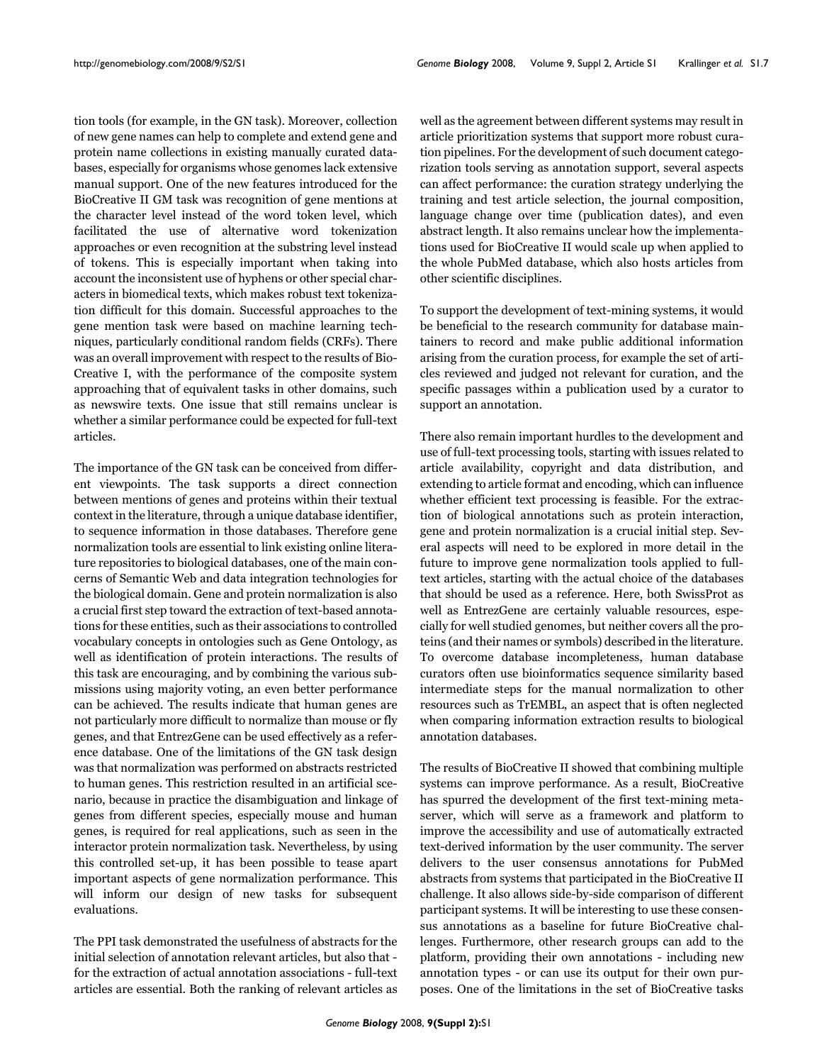tion tools (for example, in the GN task). Moreover, collection of new gene names can help to complete and extend gene and protein name collections in existing manually curated databases, especially for organisms whose genomes lack extensive manual support. One of the new features introduced for the BioCreative II GM task was recognition of gene mentions at the character level instead of the word token level, which facilitated the use of alternative word tokenization approaches or even recognition at the substring level instead of tokens. This is especially important when taking into account the inconsistent use of hyphens or other special characters in biomedical texts, which makes robust text tokenization difficult for this domain. Successful approaches to the gene mention task were based on machine learning techniques, particularly conditional random fields (CRFs). There was an overall improvement with respect to the results of BioCreative I, with the performance of the composite system approaching that of equivalent tasks in other domains, such as newswire texts. One issue that still remains unclear is whether a similar performance could be expected for full-text articles.

The importance of the GN task can be conceived from different viewpoints. The task supports a direct connection between mentions of genes and proteins within their textual context in the literature, through a unique database identifier, to sequence information in those databases. Therefore gene normalization tools are essential to link existing online literature repositories to biological databases, one of the main concerns of Semantic Web and data integration technologies for the biological domain. Gene and protein normalization is also a crucial first step toward the extraction of text-based annotations for these entities, such as their associations to controlled vocabulary concepts in ontologies such as Gene Ontology, as well as identification of protein interactions. The results of this task are encouraging, and by combining the various submissions using majority voting, an even better performance can be achieved. The results indicate that human genes are not particularly more difficult to normalize than mouse or fly genes, and that EntrezGene can be used effectively as a reference database. One of the limitations of the GN task design was that normalization was performed on abstracts restricted to human genes. This restriction resulted in an artificial scenario, because in practice the disambiguation and linkage of genes from different species, especially mouse and human genes, is required for real applications, such as seen in the interactor protein normalization task. Nevertheless, by using this controlled set-up, it has been possible to tease apart important aspects of gene normalization performance. This will inform our design of new tasks for subsequent evaluations.

The PPI task demonstrated the usefulness of abstracts for the initial selection of annotation relevant articles, but also that - for the extraction of actual annotation associations - full-text articles are essential. Both the ranking of relevant articles as well as the agreement between different systems may result in article prioritization systems that support more robust curation pipelines. For the development of such document categorization tools serving as annotation support, several aspects can affect performance: the curation strategy underlying the training and test article selection, the journal composition, language change over time (publication dates), and even abstract length. It also remains unclear how the implementations used for BioCreative II would scale up when applied to the whole PubMed database, which also hosts articles from other scientific disciplines.

To support the development of text-mining systems, it would be beneficial to the research community for database maintainers to record and make public additional information arising from the curation process, for example the set of articles reviewed and judged not relevant for curation, and the specific passages within a publication used by a curator to support an annotation.

There also remain important hurdles to the development and use of full-text processing tools, starting with issues related to article availability, copyright and data distribution, and extending to article format and encoding, which can influence whether efficient text processing is feasible. For the extraction of biological annotations such as protein interaction, gene and protein normalization is a crucial initial step. Several aspects will need to be explored in more detail in the future to improve gene normalization tools applied to full-text articles, starting with the actual choice of the databases that should be used as a reference. Here, both SwissProt as well as EntrezGene are certainly valuable resources, especially for well studied genomes, but neither covers all the proteins (and their names or symbols) described in the literature. To overcome database incompleteness, human database curators often use bioinformatics sequence similarity based intermediate steps for the manual normalization to other resources such as TrEMBL, an aspect that is often neglected when comparing information extraction results to biological annotation databases.

The results of BioCreative II showed that combining multiple systems can improve performance. As a result, BioCreative has spurred the development of the first text-mining metaserver, which will serve as a framework and platform to improve the accessibility and use of automatically extracted text-derived information by the user community. The server delivers to the user consensus annotations for PubMed abstracts from systems that participated in the BioCreative II challenge. It also allows side-by-side comparison of different participant systems. It will be interesting to use these consensus annotations as a baseline for future BioCreative challenges. Furthermore, other research groups can add to the platform, providing their own annotations - including new annotation types - or can use its output for their own purposes. One of the limitations in the set of BioCreative tasks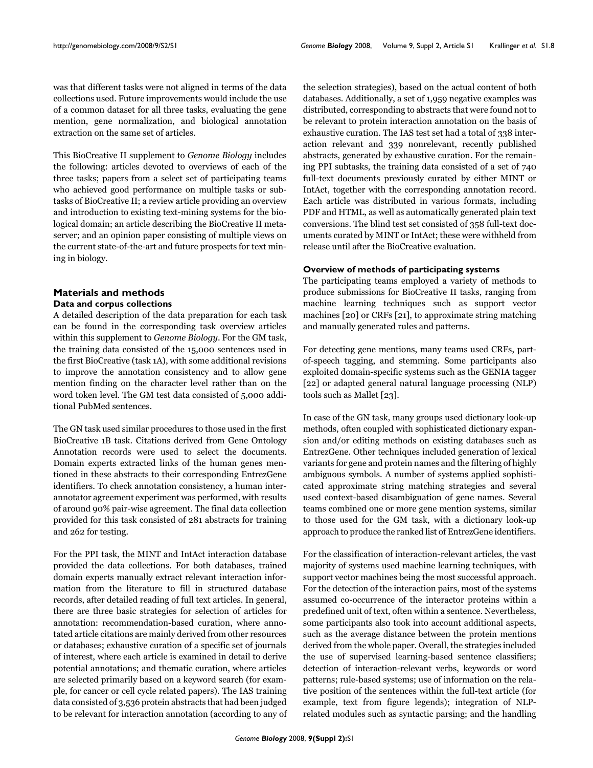was that different tasks were not aligned in terms of the data collections used. Future improvements would include the use of a common dataset for all three tasks, evaluating the gene mention, gene normalization, and biological annotation extraction on the same set of articles.

This BioCreative II supplement to *Genome Biology* includes the following: articles devoted to overviews of each of the three tasks; papers from a select set of participating teams who achieved good performance on multiple tasks or subtasks of BioCreative II; a review article providing an overview and introduction to existing text-mining systems for the biological domain; an article describing the BioCreative II metaserver; and an opinion paper consisting of multiple views on the current state-of-the-art and future prospects for text mining in biology.

## Materials and methods

### Data and corpus collections

A detailed description of the data preparation for each task can be found in the corresponding task overview articles within this supplement to *Genome Biology*. For the GM task, the training data consisted of the 15,000 sentences used in the first BioCreative (task 1A), with some additional revisions to improve the annotation consistency and to allow gene mention finding on the character level rather than on the word token level. The GM test data consisted of 5,000 additional PubMed sentences.

The GN task used similar procedures to those used in the first BioCreative 1B task. Citations derived from Gene Ontology Annotation records were used to select the documents. Domain experts extracted links of the human genes mentioned in these abstracts to their corresponding EntrezGene identifiers. To check annotation consistency, a human inter-annotator agreement experiment was performed, with results of around 90% pair-wise agreement. The final data collection provided for this task consisted of 281 abstracts for training and 262 for testing.

For the PPI task, the MINT and IntAct interaction database provided the data collections. For both databases, trained domain experts manually extract relevant interaction information from the literature to fill in structured database records, after detailed reading of full text articles. In general, there are three basic strategies for selection of articles for annotation: recommendation-based curation, where annotated article citations are mainly derived from other resources or databases; exhaustive curation of a specific set of journals of interest, where each article is examined in detail to derive potential annotations; and thematic curation, where articles are selected primarily based on a keyword search (for example, for cancer or cell cycle related papers). The IAS training data consisted of 3,536 protein abstracts that had been judged to be relevant for interaction annotation (according to any of the selection strategies), based on the actual content of both databases. Additionally, a set of 1,959 negative examples was distributed, corresponding to abstracts that were found not to be relevant to protein interaction annotation on the basis of exhaustive curation. The IAS test set had a total of 338 interaction relevant and 339 nonrelevant, recently published abstracts, generated by exhaustive curation. For the remaining PPI subtasks, the training data consisted of a set of 740 full-text documents previously curated by either MINT or IntAct, together with the corresponding annotation record. Each article was distributed in various formats, including PDF and HTML, as well as automatically generated plain text conversions. The blind test set consisted of 358 full-text documents curated by MINT or IntAct; these were withheld from release until after the BioCreative evaluation.

### Overview of methods of participating systems

The participating teams employed a variety of methods to produce submissions for BioCreative II tasks, ranging from machine learning techniques such as support vector machines [20] or CRFs [21], to approximate string matching and manually generated rules and patterns.

For detecting gene mentions, many teams used CRFs, part-of-speech tagging, and stemming. Some participants also exploited domain-specific systems such as the GENIA tagger [22] or adapted general natural language processing (NLP) tools such as Mallet [23].

In case of the GN task, many groups used dictionary look-up methods, often coupled with sophisticated dictionary expansion and/or editing methods on existing databases such as EntrezGene. Other techniques included generation of lexical variants for gene and protein names and the filtering of highly ambiguous symbols. A number of systems applied sophisticated approximate string matching strategies and several used context-based disambiguation of gene names. Several teams combined one or more gene mention systems, similar to those used for the GM task, with a dictionary look-up approach to produce the ranked list of EntrezGene identifiers.

For the classification of interaction-relevant articles, the vast majority of systems used machine learning techniques, with support vector machines being the most successful approach. For the detection of the interaction pairs, most of the systems assumed co-occurrence of the interactor proteins within a predefined unit of text, often within a sentence. Nevertheless, some participants also took into account additional aspects, such as the average distance between the protein mentions derived from the whole paper. Overall, the strategies included the use of supervised learning-based sentence classifiers; detection of interaction-relevant verbs, keywords or word patterns; rule-based systems; use of information on the relative position of the sentences within the full-text article (for example, text from figure legends); integration of NLP-related modules such as syntactic parsing; and the handling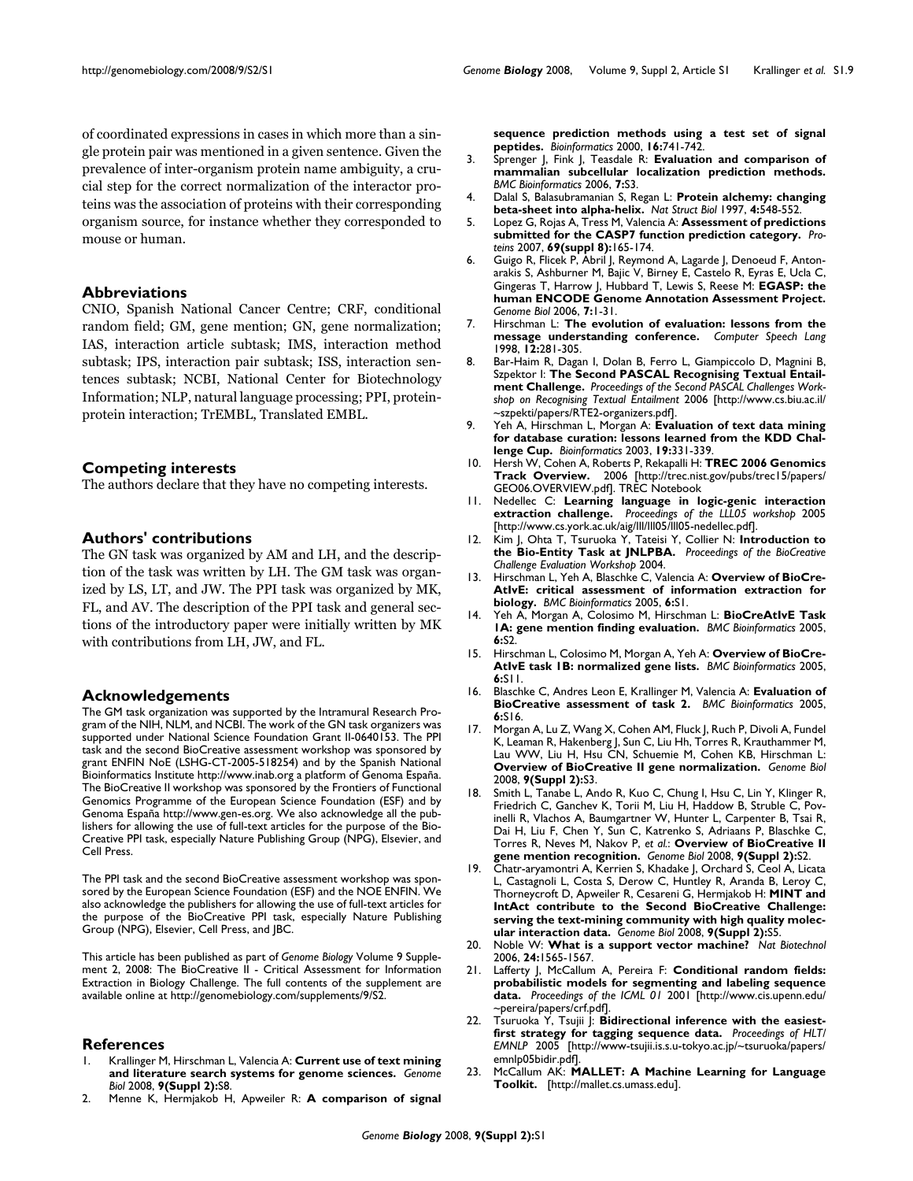of coordinated expressions in cases in which more than a single protein pair was mentioned in a given sentence. Given the prevalence of inter-organism protein name ambiguity, a crucial step for the correct normalization of the interactor proteins was the association of proteins with their corresponding organism source, for instance whether they corresponded to mouse or human.

## Abbreviations

CNIO, Spanish National Cancer Centre; CRF, conditional random field; GM, gene mention; GN, gene normalization; IAS, interaction article subtask; IMS, interaction method subtask; IPS, interaction pair subtask; ISS, interaction sentences subtask; NCBI, National Center for Biotechnology Information; NLP, natural language processing; PPI, protein-protein interaction; TrEMBL, Translated EMBL.

## Competing interests

The authors declare that they have no competing interests.

## Authors' contributions

The GN task was organized by AM and LH, and the description of the task was written by LH. The GM task was organized by LS, LT, and JW. The PPI task was organized by MK, FL, and AV. The description of the PPI task and general sections of the introductory paper were initially written by MK with contributions from LH, JW, and FL.

## Acknowledgements

The GM task organization was supported by the Intramural Research Program of the NIH, NLM, and NCBI. The work of the GN task organizers was supported under National Science Foundation Grant II-0640153. The PPI task and the second BioCreative assessment workshop was sponsored by grant ENFIN NoE (LSHG-CT-2005-518254) and by the Spanish National Bioinformatics Institute http://www.inab.org a platform of Genoma España. The BioCreative II workshop was sponsored by the Frontiers of Functional Genomics Programme of the European Science Foundation (ESF) and by Genoma España http://www.gen-es.org. We also acknowledge all the publishers for allowing the use of full-text articles for the purpose of the BioCreative PPI task, especially Nature Publishing Group (NPG), Elsevier, and Cell Press.

The PPI task and the second BioCreative assessment workshop was sponsored by the European Science Foundation (ESF) and the NOE ENFIN. We also acknowledge the publishers for allowing the use of full-text articles for the purpose of the BioCreative PPI task, especially Nature Publishing Group (NPG), Elsevier, Cell Press, and JBC.

This article has been published as part of *Genome Biology* Volume 9 Supplement 2, 2008: The BioCreative II - Critical Assessment for Information Extraction in Biology Challenge. The full contents of the supplement are available online at http://genomebiology.com/supplements/9/S2.

## References

1. Krallinger M, Hirschman L, Valencia A: **Current use of text mining and literature search systems for genome sciences.** *Genome Biol* 2008, **9(Suppl 2):**S8.
2. Menne K, Hermjakob H, Apweiler R: **A comparison of signal sequence prediction methods using a test set of signal peptides.** *Bioinformatics* 2000, **16:**741-742.
3. Sprenger J, Fink J, Teasdale R: **Evaluation and comparison of mammalian subcellular localization prediction methods.** *BMC Bioinformatics* 2006, **7:**S3.
4. Dalal S, Balasubramanian S, Regan L: **Protein alchemy: changing beta-sheet into alpha-helix.** *Nat Struct Biol* 1997, **4:**548-552.
5. Lopez G, Rojas A, Tress M, Valencia A: **Assessment of predictions submitted for the CASP7 function prediction category.** *Proteins* 2007, **69(suppl 8):**165-174.
6. Guigo R, Flicek P, Abril J, Reymond A, Lagarde J, Denoeud F, Antonarakis S, Ashburner M, Bajic V, Birney E, Castelo R, Eyras E, Ucla C, Gingeras T, Harrow J, Hubbard T, Lewis S, Reese M: **EGASP: the human ENCODE Genome Annotation Assessment Project.** *Genome Biol* 2006, **7:**1-31.
7. Hirschman L: **The evolution of evaluation: lessons from the message understanding conference.** *Computer Speech Lang* 1998, **12:**281-305.
8. Bar-Haim R, Dagan I, Dolan B, Ferro L, Giampiccolo D, Magnini B, Szpektor I: **The Second PASCAL Recognising Textual Entailment Challenge.** *Proceedings of the Second PASCAL Challenges Workshop on Recognising Textual Entailment* 2006 [http://www.cs.biu.ac.il/~szpekti/papers/RTE2-organizers.pdf].
9. Yeh A, Hirschman L, Morgan A: **Evaluation of text data mining for database curation: lessons learned from the KDD Challenge Cup.** *Bioinformatics* 2003, **19:**331-339.
10. Hersh W, Cohen A, Roberts P, Rekapalli H: **TREC 2006 Genomics Track Overview.** 2006 [http://trec.nist.gov/pubs/trec15/papers/GEO06.OVERVIEW.pdf]. TREC Notebook
11. Nedellec C: **Learning language in logic-genic interaction extraction challenge.** *Proceedings of the LLL05 workshop* 2005 [http://www.cs.york.ac.uk/aig/lll/lll05/lll05-nedellec.pdf].
12. Kim J, Ohta T, Tsuruoka Y, Tateisi Y, Collier N: **Introduction to the Bio-Entity Task at JNLPBA.** *Proceedings of the BioCreative Challenge Evaluation Workshop* 2004.
13. Hirschman L, Yeh A, Blaschke C, Valencia A: **Overview of BioCreAtIvE: critical assessment of information extraction for biology.** *BMC Bioinformatics* 2005, **6:**S1.
14. Yeh A, Morgan A, Colosimo M, Hirschman L: **BioCreAtIvE Task 1A: gene mention finding evaluation.** *BMC Bioinformatics* 2005, **6:**S2.
15. Hirschman L, Colosimo M, Morgan A, Yeh A: **Overview of BioCreAtIvE task 1B: normalized gene lists.** *BMC Bioinformatics* 2005, **6:**S11.
16. Blaschke C, Andres Leon E, Krallinger M, Valencia A: **Evaluation of BioCreative assessment of task 2.** *BMC Bioinformatics* 2005, **6:**S16.
17. Morgan A, Lu Z, Wang X, Cohen AM, Fluck J, Ruch P, Divoli A, Fundel K, Leaman R, Hakenberg J, Sun C, Liu Hh, Torres R, Krauthammer M, Lau WW, Liu H, Hsu CN, Schuemie M, Cohen KB, Hirschman L: **Overview of BioCreative II gene normalization.** *Genome Biol* 2008, **9(Suppl 2):**S3.
18. Smith L, Tanabe L, Ando R, Kuo C, Chung I, Hsu C, Lin Y, Klinger R, Friedrich C, Ganchev K, Torii M, Liu H, Haddow B, Struble C, Povinelli R, Vlachos A, Baumgartner W, Hunter L, Carpenter B, Tsai R, Dai H, Liu F, Chen Y, Sun C, Katrenko S, Adriaans P, Blaschke C, Torres R, Neves M, Nakov P, *et al.*: **Overview of BioCreative II gene mention recognition.** *Genome Biol* 2008, **9(Suppl 2):**S2.
19. Chatr-aryamontri A, Kerrien S, Khadake J, Orchard S, Ceol A, Licata L, Castagnoli L, Costa S, Derow C, Huntley R, Aranda B, Leroy C, Thorneycroft D, Apweiler R, Cesareni G, Hermjakob H: **MINT and IntAct contribute to the Second BioCreative Challenge: serving the text-mining community with high quality molecular interaction data.** *Genome Biol* 2008, **9(Suppl 2):**S5.
20. Noble W: **What is a support vector machine?** *Nat Biotechnol* 2006, **24:**1565-1567.
21. Lafferty J, McCallum A, Pereira F: **Conditional random fields: probabilistic models for segmenting and labeling sequence data.** *Proceedings of the ICML 01* 2001 [http://www.cis.upenn.edu/~pereira/papers/crf.pdf].
22. Tsuruoka Y, Tsujii J: **Bidirectional inference with the easiest-first strategy for tagging sequence data.** *Proceedings of HLT/EMNLP* 2005 [http://www-tsujii.is.s.u-tokyo.ac.jp/~tsuruoka/papers/emnlp05bidir.pdf].
23. McCallum AK: **MALLET: A Machine Learning for Language Toolkit.** [http://mallet.cs.umass.edu].